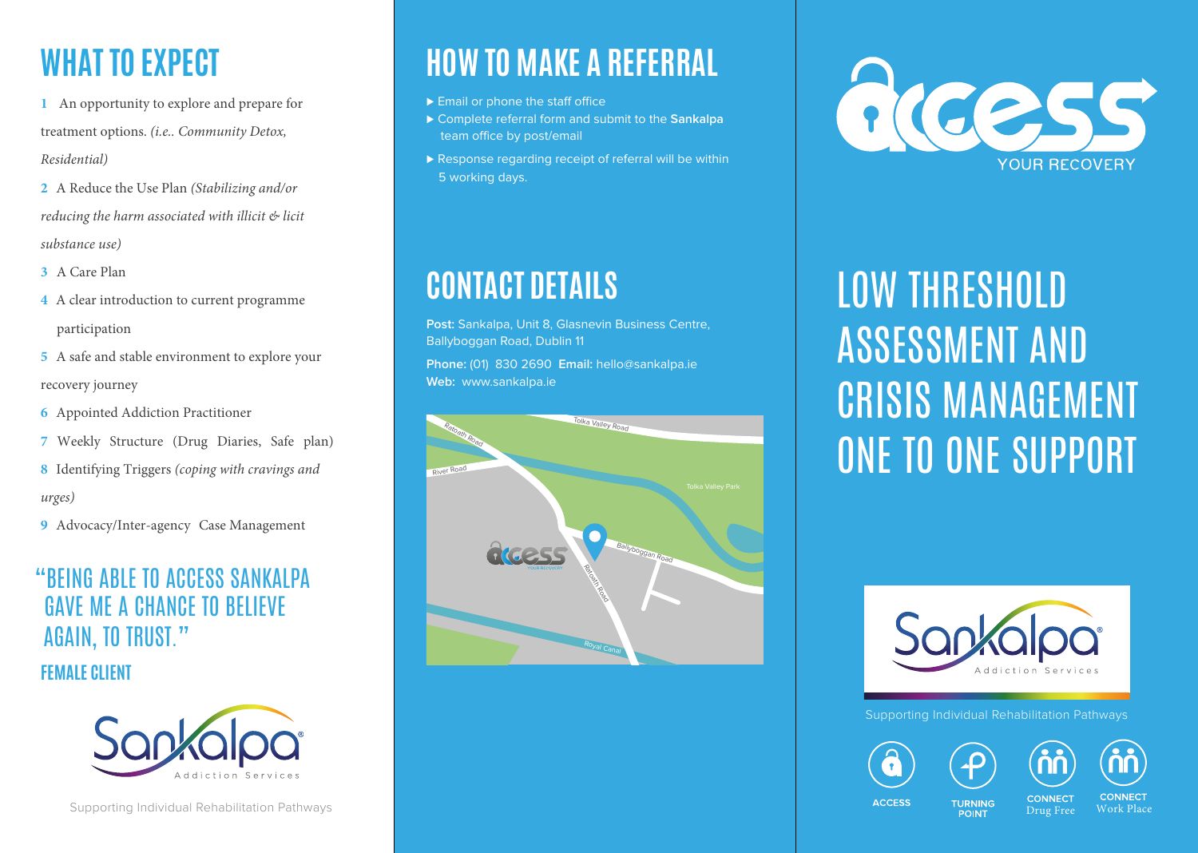# WHAT TO EXPECT

1 An opportunity to explore and prepare for treatment options. *(i.e.. Community Detox, Residential)*

2 A Reduce the Use Plan *(Stabilizing and/or reducing the harm associated with illicit & licit substance use)*

3 A Care Plan

4 A clear introduction to current programme participation

5 A safe and stable environment to explore your recovery journey

6 Appointed Addiction Practitioner

7 Weekly Structure (Drug Diaries, Safe plan)

8 Identifying Triggers *(coping with cravings and urges)*

9 Advocacy/Inter-agency Case Management

"BEING ABLE TO ACCESS SANKALPA GAVE ME A CHANCE TO BELIEVE AGAIN, TO TRUST."

**FEMALE CLIENT**

Sankalpa Addiction Services

Supporting Individual Rehabilitation Pathways

# HOW TO MAKE A REFERRAL

- Email or phone the staff office
- Complete referral form and submit to the **Sankalpa** team office by post/email
- Response regarding receipt of referral will be within 5 working days.

# CONTACT DETAILS

**Post:** Sankalpa, Unit 8, Glasnevin Business Centre, Ballyboggan Road, Dublin 11

**Phone:** (01) 830 2690 **Email:** hello@sankalpa.ie

**Web:** www.sankalpa.ie

access YOUR RECOVERY

# LOW THRESHOLD ASSESSMENT AND CRISIS MANAGEMENT ONE TO ONE SUPPORT

Sankalpa Addiction Services

Supporting Individual Rehabilitation Pathways

ACCESS | TURNING POINT | CONNECT Drug Free | CONNECT Work Place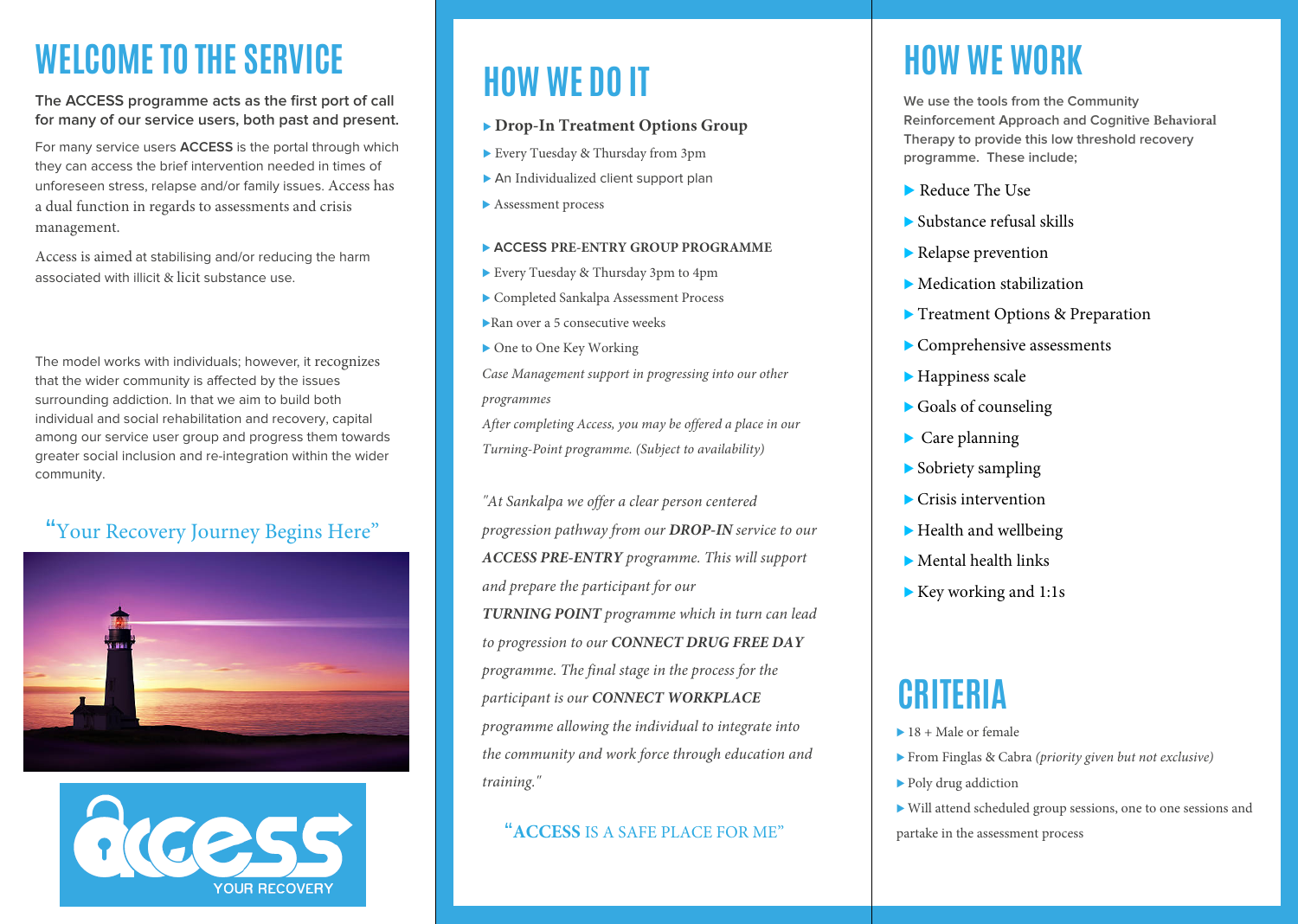# WELCOME TO THE SERVICE

**The ACCESS programme acts as the first port of call for many of our service users, both past and present.**

For many service users **ACCESS** is the portal through which they can access the brief intervention needed in times of unforeseen stress, relapse and/or family issues. Access has a dual function in regards to assessments and crisis management.

Access is aimed at stabilising and/or reducing the harm associated with illicit & licit substance use.

The model works with individuals; however, it recognizes that the wider community is affected by the issues surrounding addiction. In that we aim to build both individual and social rehabilitation and recovery, capital among our service user group and progress them towards greater social inclusion and re-integration within the wider community.

"Your Recovery Journey Begins Here"

access YOUR RECOVERY

# HOW WE DO IT

- **Drop-In Treatment Options Group**
- Every Tuesday & Thursday from 3pm
- An Individualized client support plan
- Assessment process

- **ACCESS PRE-ENTRY GROUP PROGRAMME**
- Every Tuesday & Thursday 3pm to 4pm
- Completed Sankalpa Assessment Process
- Ran over a 5 consecutive weeks
- One to One Key Working

*Case Management support in progressing into our other programmes*

*After completing Access, you may be offered a place in our Turning-Point programme. (Subject to availability)*

*"At Sankalpa we offer a clear person centered progression pathway from our **DROP-IN** service to our **ACCESS PRE-ENTRY** programme. This will support and prepare the participant for our **TURNING POINT** programme which in turn can lead to progression to our **CONNECT DRUG FREE DAY** programme. The final stage in the process for the participant is our **CONNECT WORKPLACE** programme allowing the individual to integrate into the community and work force through education and training."*

"**ACCESS** IS A SAFE PLACE FOR ME"

# HOW WE WORK

**We use the tools from the Community Reinforcement Approach and Cognitive Behavioral Therapy to provide this low threshold recovery programme. These include;**

- Reduce The Use
- Substance refusal skills
- Relapse prevention
- Medication stabilization
- Treatment Options & Preparation
- Comprehensive assessments
- Happiness scale
- Goals of counseling
- Care planning
- Sobriety sampling
- Crisis intervention
- Health and wellbeing
- Mental health links
- Key working and 1:1s

# CRITERIA

- 18 + Male or female
- From Finglas & Cabra *(priority given but not exclusive)*
- Poly drug addiction
- Will attend scheduled group sessions, one to one sessions and partake in the assessment process